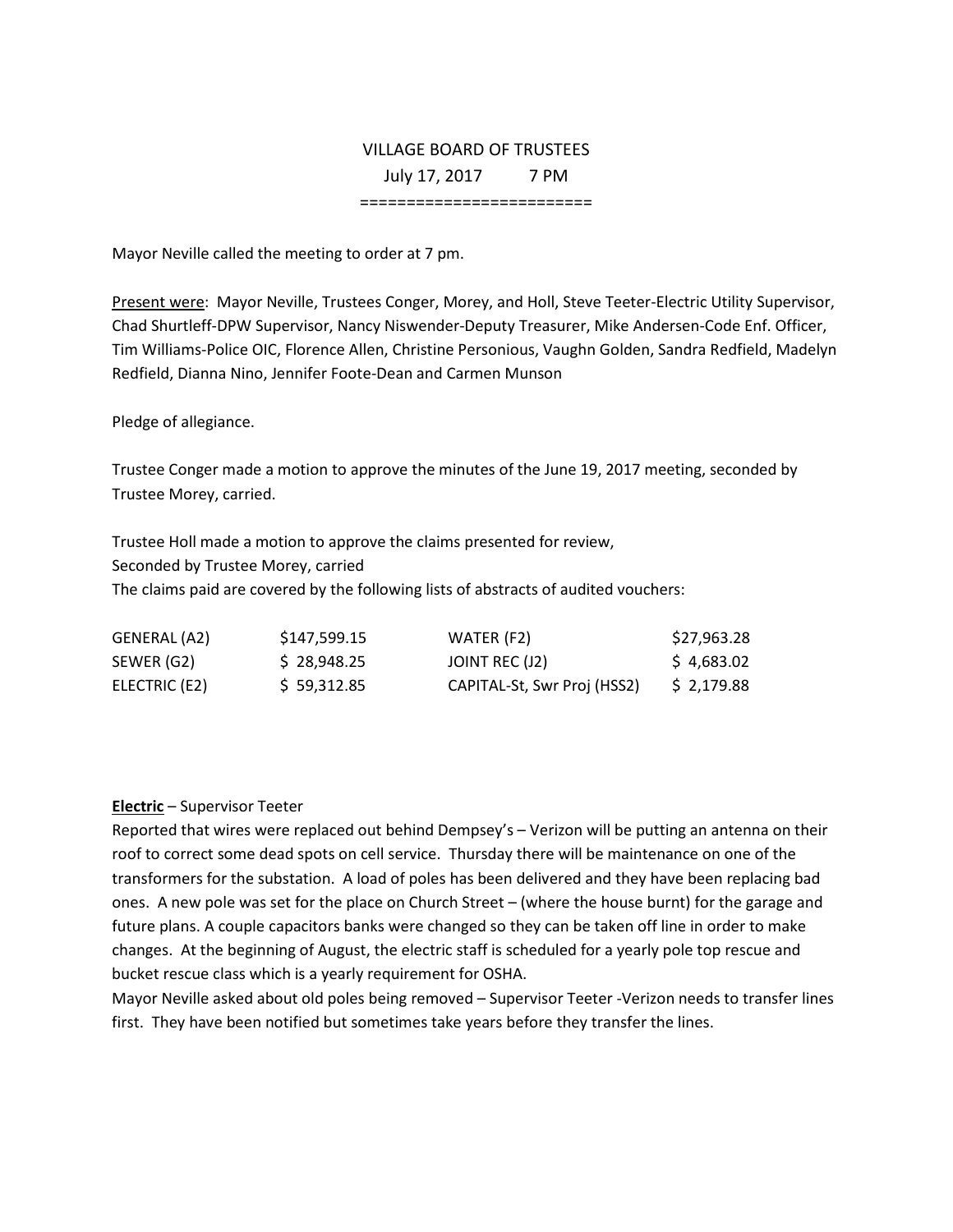VILLAGE BOARD OF TRUSTEES

July 17, 2017 7 PM

========================

Mayor Neville called the meeting to order at 7 pm.

Present were: Mayor Neville, Trustees Conger, Morey, and Holl, Steve Teeter-Electric Utility Supervisor, Chad Shurtleff-DPW Supervisor, Nancy Niswender-Deputy Treasurer, Mike Andersen-Code Enf. Officer, Tim Williams-Police OIC, Florence Allen, Christine Personious, Vaughn Golden, Sandra Redfield, Madelyn Redfield, Dianna Nino, Jennifer Foote-Dean and Carmen Munson

Pledge of allegiance.

Trustee Conger made a motion to approve the minutes of the June 19, 2017 meeting, seconded by Trustee Morey, carried.

Trustee Holl made a motion to approve the claims presented for review,
Seconded by Trustee Morey, carried
The claims paid are covered by the following lists of abstracts of audited vouchers:

| | | | |
|---|---|---|---|
| GENERAL (A2) | $147,599.15 | WATER (F2) | $27,963.28 |
| SEWER (G2) | $ 28,948.25 | JOINT REC (J2) | $ 4,683.02 |
| ELECTRIC (E2) | $ 59,312.85 | CAPITAL-St, Swr Proj (HSS2) | $ 2,179.88 |

**Electric** – Supervisor Teeter
Reported that wires were replaced out behind Dempsey's – Verizon will be putting an antenna on their roof to correct some dead spots on cell service. Thursday there will be maintenance on one of the transformers for the substation. A load of poles has been delivered and they have been replacing bad ones. A new pole was set for the place on Church Street – (where the house burnt) for the garage and future plans. A couple capacitors banks were changed so they can be taken off line in order to make changes. At the beginning of August, the electric staff is scheduled for a yearly pole top rescue and bucket rescue class which is a yearly requirement for OSHA.
Mayor Neville asked about old poles being removed – Supervisor Teeter -Verizon needs to transfer lines first. They have been notified but sometimes take years before they transfer the lines.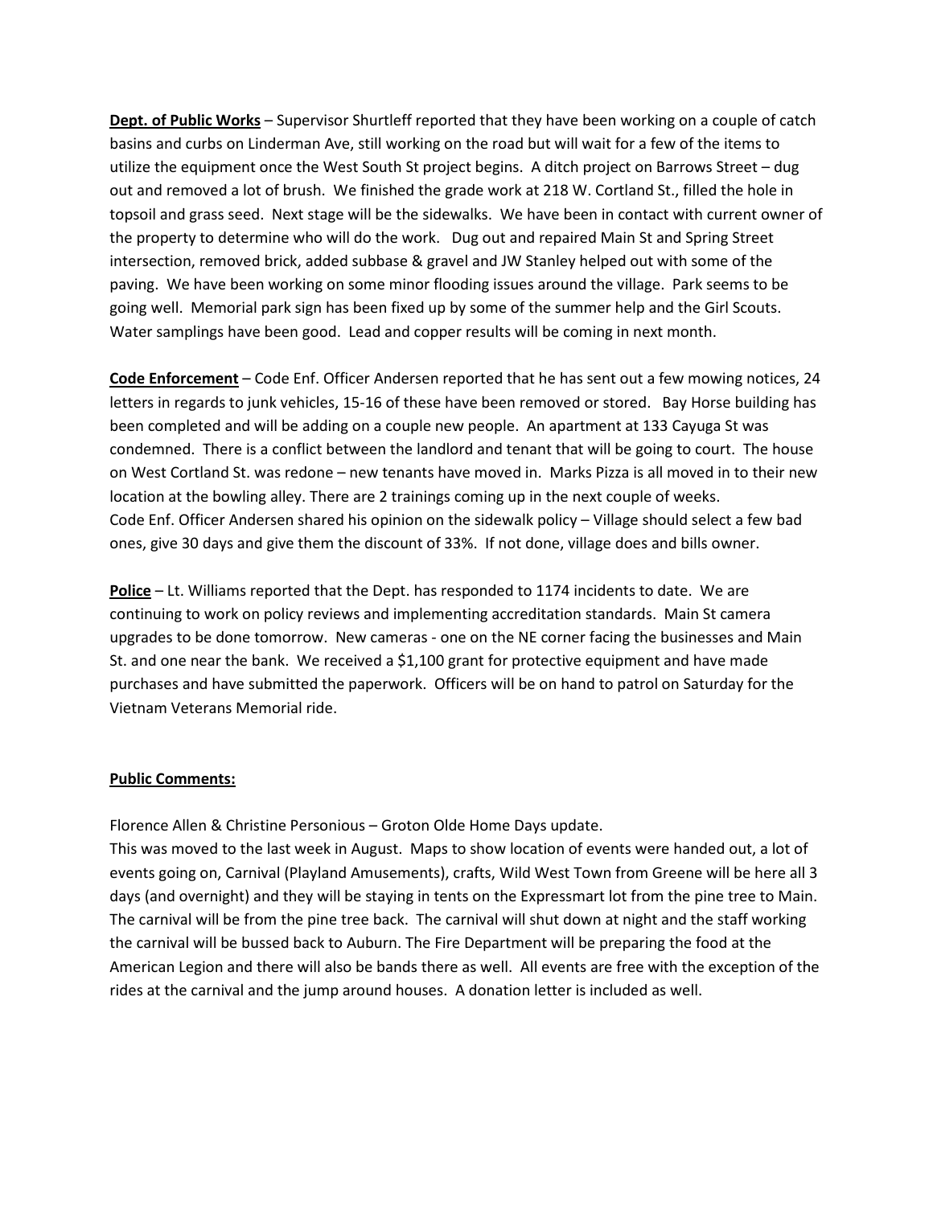**Dept. of Public Works** – Supervisor Shurtleff reported that they have been working on a couple of catch basins and curbs on Linderman Ave, still working on the road but will wait for a few of the items to utilize the equipment once the West South St project begins. A ditch project on Barrows Street – dug out and removed a lot of brush. We finished the grade work at 218 W. Cortland St., filled the hole in topsoil and grass seed. Next stage will be the sidewalks. We have been in contact with current owner of the property to determine who will do the work. Dug out and repaired Main St and Spring Street intersection, removed brick, added subbase & gravel and JW Stanley helped out with some of the paving. We have been working on some minor flooding issues around the village. Park seems to be going well. Memorial park sign has been fixed up by some of the summer help and the Girl Scouts. Water samplings have been good. Lead and copper results will be coming in next month.

**Code Enforcement** – Code Enf. Officer Andersen reported that he has sent out a few mowing notices, 24 letters in regards to junk vehicles, 15-16 of these have been removed or stored. Bay Horse building has been completed and will be adding on a couple new people. An apartment at 133 Cayuga St was condemned. There is a conflict between the landlord and tenant that will be going to court. The house on West Cortland St. was redone – new tenants have moved in. Marks Pizza is all moved in to their new location at the bowling alley. There are 2 trainings coming up in the next couple of weeks.
Code Enf. Officer Andersen shared his opinion on the sidewalk policy – Village should select a few bad ones, give 30 days and give them the discount of 33%. If not done, village does and bills owner.

**Police** – Lt. Williams reported that the Dept. has responded to 1174 incidents to date. We are continuing to work on policy reviews and implementing accreditation standards. Main St camera upgrades to be done tomorrow. New cameras - one on the NE corner facing the businesses and Main St. and one near the bank. We received a $1,100 grant for protective equipment and have made purchases and have submitted the paperwork. Officers will be on hand to patrol on Saturday for the Vietnam Veterans Memorial ride.

**Public Comments:**

Florence Allen & Christine Personious – Groton Olde Home Days update.
This was moved to the last week in August. Maps to show location of events were handed out, a lot of events going on, Carnival (Playland Amusements), crafts, Wild West Town from Greene will be here all 3 days (and overnight) and they will be staying in tents on the Expressmart lot from the pine tree to Main. The carnival will be from the pine tree back. The carnival will shut down at night and the staff working the carnival will be bussed back to Auburn. The Fire Department will be preparing the food at the American Legion and there will also be bands there as well. All events are free with the exception of the rides at the carnival and the jump around houses. A donation letter is included as well.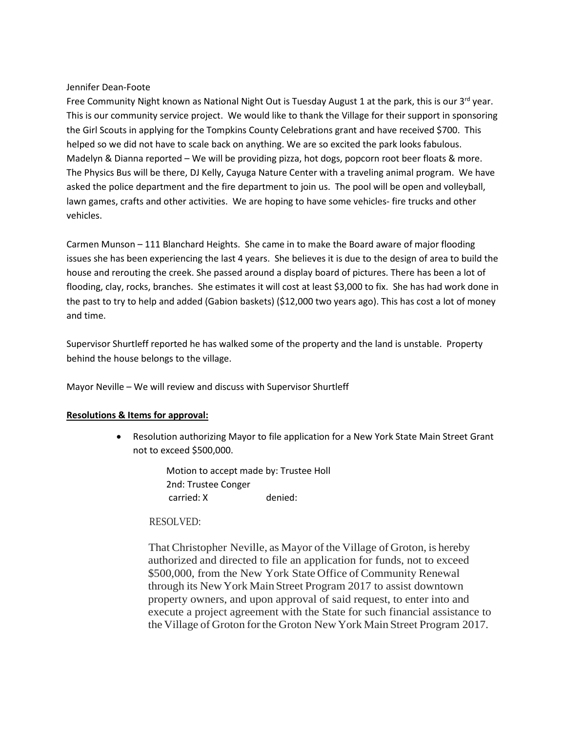Jennifer Dean-Foote

Free Community Night known as National Night Out is Tuesday August 1 at the park, this is our 3rd year. This is our community service project. We would like to thank the Village for their support in sponsoring the Girl Scouts in applying for the Tompkins County Celebrations grant and have received $700. This helped so we did not have to scale back on anything. We are so excited the park looks fabulous. Madelyn & Dianna reported – We will be providing pizza, hot dogs, popcorn root beer floats & more. The Physics Bus will be there, DJ Kelly, Cayuga Nature Center with a traveling animal program. We have asked the police department and the fire department to join us. The pool will be open and volleyball, lawn games, crafts and other activities. We are hoping to have some vehicles- fire trucks and other vehicles.

Carmen Munson – 111 Blanchard Heights. She came in to make the Board aware of major flooding issues she has been experiencing the last 4 years. She believes it is due to the design of area to build the house and rerouting the creek. She passed around a display board of pictures. There has been a lot of flooding, clay, rocks, branches. She estimates it will cost at least $3,000 to fix. She has had work done in the past to try to help and added (Gabion baskets) ($12,000 two years ago). This has cost a lot of money and time.

Supervisor Shurtleff reported he has walked some of the property and the land is unstable. Property behind the house belongs to the village.

Mayor Neville – We will review and discuss with Supervisor Shurtleff

**<u>Resolutions & Items for approval:</u>**

- Resolution authorizing Mayor to file application for a New York State Main Street Grant not to exceed $500,000.

  Motion to accept made by: Trustee Holl
  2nd: Trustee Conger
  carried: X denied:

  RESOLVED:

  That Christopher Neville, as Mayor of the Village of Groton, is hereby authorized and directed to file an application for funds, not to exceed $500,000, from the New York State Office of Community Renewal through its New York Main Street Program 2017 to assist downtown property owners, and upon approval of said request, to enter into and execute a project agreement with the State for such financial assistance to the Village of Groton for the Groton New York Main Street Program 2017.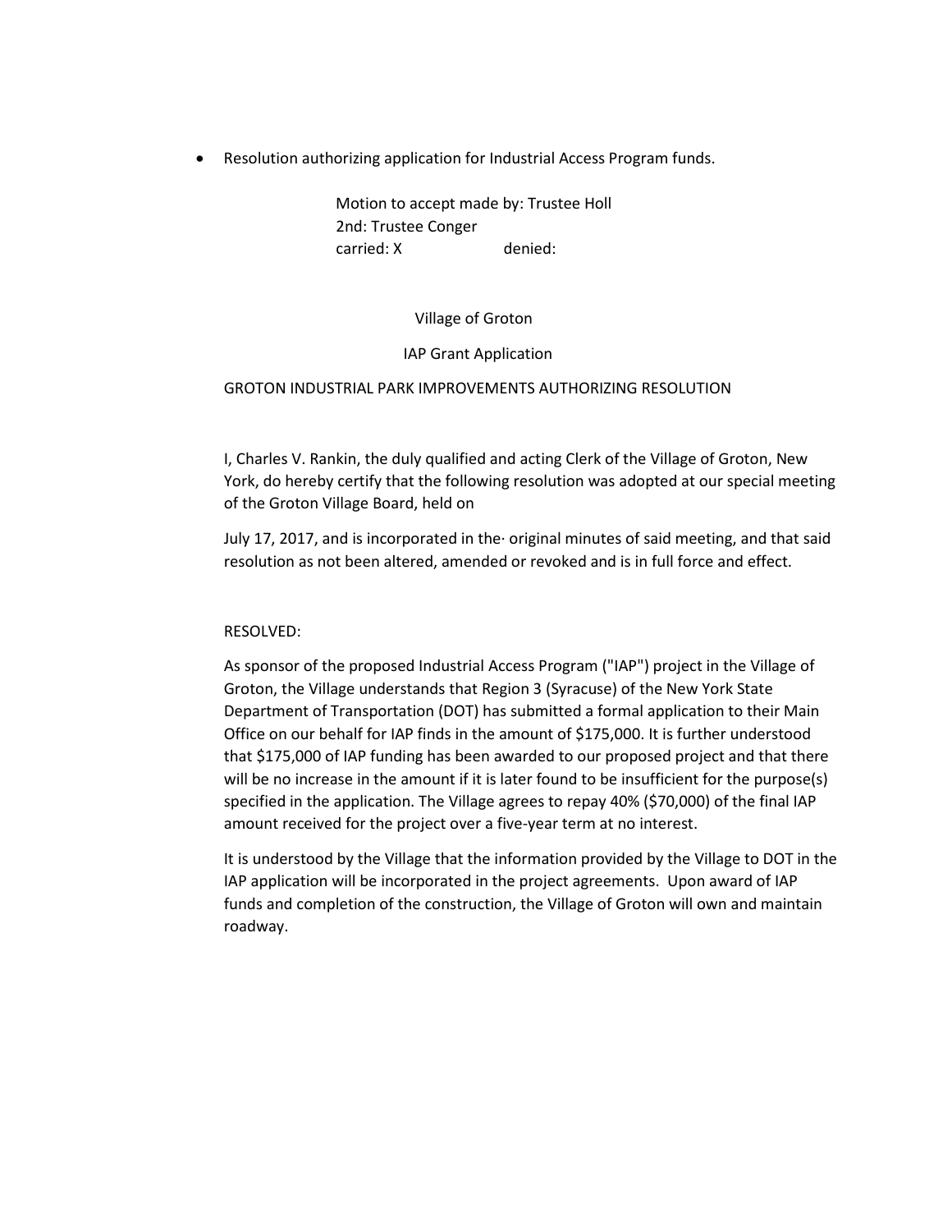- Resolution authorizing application for Industrial Access Program funds.

  Motion to accept made by: Trustee Holl
  2nd: Trustee Conger
  carried: X denied:

Village of Groton

IAP Grant Application

GROTON INDUSTRIAL PARK IMPROVEMENTS AUTHORIZING RESOLUTION

I, Charles V. Rankin, the duly qualified and acting Clerk of the Village of Groton, New York, do hereby certify that the following resolution was adopted at our special meeting of the Groton Village Board, held on

July 17, 2017, and is incorporated in the· original minutes of said meeting, and that said resolution as not been altered, amended or revoked and is in full force and effect.

RESOLVED:

As sponsor of the proposed Industrial Access Program ("IAP") project in the Village of Groton, the Village understands that Region 3 (Syracuse) of the New York State Department of Transportation (DOT) has submitted a formal application to their Main Office on our behalf for IAP finds in the amount of $175,000. It is further understood that $175,000 of IAP funding has been awarded to our proposed project and that there will be no increase in the amount if it is later found to be insufficient for the purpose(s) specified in the application. The Village agrees to repay 40% ($70,000) of the final IAP amount received for the project over a five-year term at no interest.

It is understood by the Village that the information provided by the Village to DOT in the IAP application will be incorporated in the project agreements. Upon award of IAP funds and completion of the construction, the Village of Groton will own and maintain roadway.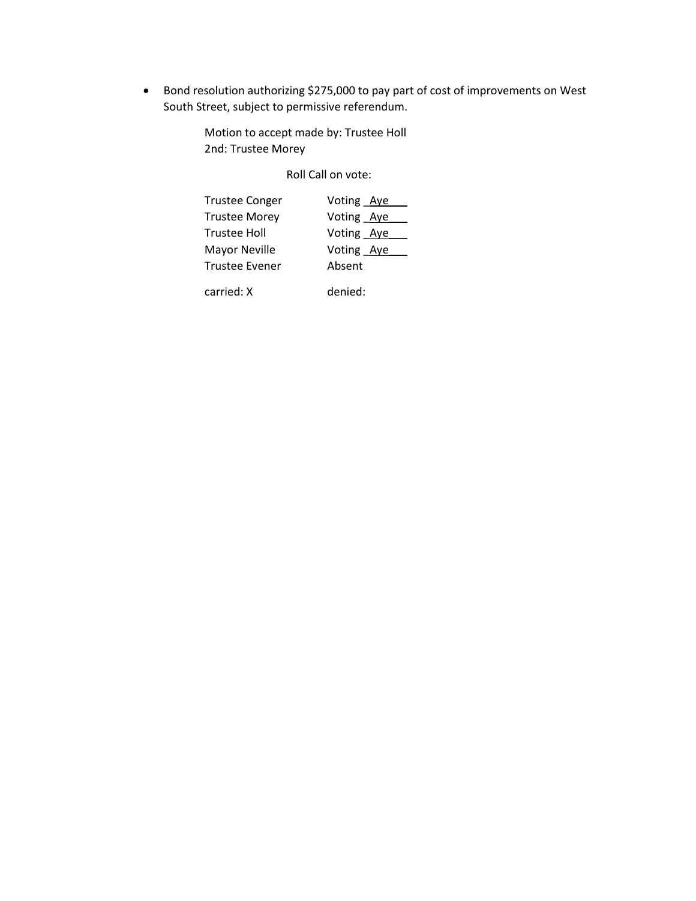- Bond resolution authorizing $275,000 to pay part of cost of improvements on West South Street, subject to permissive referendum.

  Motion to accept made by: Trustee Holl
  2nd: Trustee Morey

  Roll Call on vote:

  | | |
  |---|---|
  | Trustee Conger | Voting _Aye___ |
  | Trustee Morey | Voting _Aye___ |
  | Trustee Holl | Voting _Aye___ |
  | Mayor Neville | Voting _Aye___ |
  | Trustee Evener | Absent |
  | carried: X | denied: |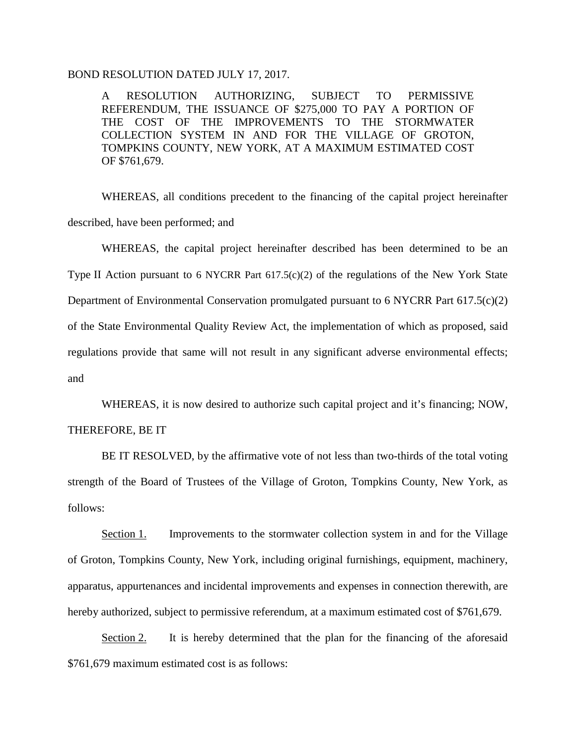BOND RESOLUTION DATED JULY 17, 2017.

A RESOLUTION AUTHORIZING, SUBJECT TO PERMISSIVE REFERENDUM, THE ISSUANCE OF $275,000 TO PAY A PORTION OF THE COST OF THE IMPROVEMENTS TO THE STORMWATER COLLECTION SYSTEM IN AND FOR THE VILLAGE OF GROTON, TOMPKINS COUNTY, NEW YORK, AT A MAXIMUM ESTIMATED COST OF $761,679.

WHEREAS, all conditions precedent to the financing of the capital project hereinafter described, have been performed; and

WHEREAS, the capital project hereinafter described has been determined to be an Type II Action pursuant to 6 NYCRR Part 617.5(c)(2) of the regulations of the New York State Department of Environmental Conservation promulgated pursuant to 6 NYCRR Part 617.5(c)(2) of the State Environmental Quality Review Act, the implementation of which as proposed, said regulations provide that same will not result in any significant adverse environmental effects; and

WHEREAS, it is now desired to authorize such capital project and it's financing; NOW, THEREFORE, BE IT

BE IT RESOLVED, by the affirmative vote of not less than two-thirds of the total voting strength of the Board of Trustees of the Village of Groton, Tompkins County, New York, as follows:

Section 1. Improvements to the stormwater collection system in and for the Village of Groton, Tompkins County, New York, including original furnishings, equipment, machinery, apparatus, appurtenances and incidental improvements and expenses in connection therewith, are hereby authorized, subject to permissive referendum, at a maximum estimated cost of $761,679.

Section 2. It is hereby determined that the plan for the financing of the aforesaid $761,679 maximum estimated cost is as follows: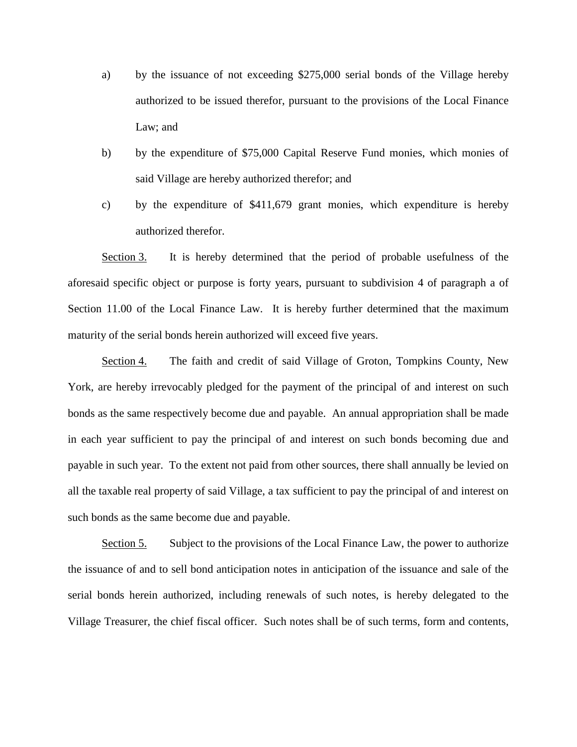a) by the issuance of not exceeding $275,000 serial bonds of the Village hereby authorized to be issued therefor, pursuant to the provisions of the Local Finance Law; and

b) by the expenditure of $75,000 Capital Reserve Fund monies, which monies of said Village are hereby authorized therefor; and

c) by the expenditure of $411,679 grant monies, which expenditure is hereby authorized therefor.

Section 3. It is hereby determined that the period of probable usefulness of the aforesaid specific object or purpose is forty years, pursuant to subdivision 4 of paragraph a of Section 11.00 of the Local Finance Law. It is hereby further determined that the maximum maturity of the serial bonds herein authorized will exceed five years.

Section 4. The faith and credit of said Village of Groton, Tompkins County, New York, are hereby irrevocably pledged for the payment of the principal of and interest on such bonds as the same respectively become due and payable. An annual appropriation shall be made in each year sufficient to pay the principal of and interest on such bonds becoming due and payable in such year. To the extent not paid from other sources, there shall annually be levied on all the taxable real property of said Village, a tax sufficient to pay the principal of and interest on such bonds as the same become due and payable.

Section 5. Subject to the provisions of the Local Finance Law, the power to authorize the issuance of and to sell bond anticipation notes in anticipation of the issuance and sale of the serial bonds herein authorized, including renewals of such notes, is hereby delegated to the Village Treasurer, the chief fiscal officer. Such notes shall be of such terms, form and contents,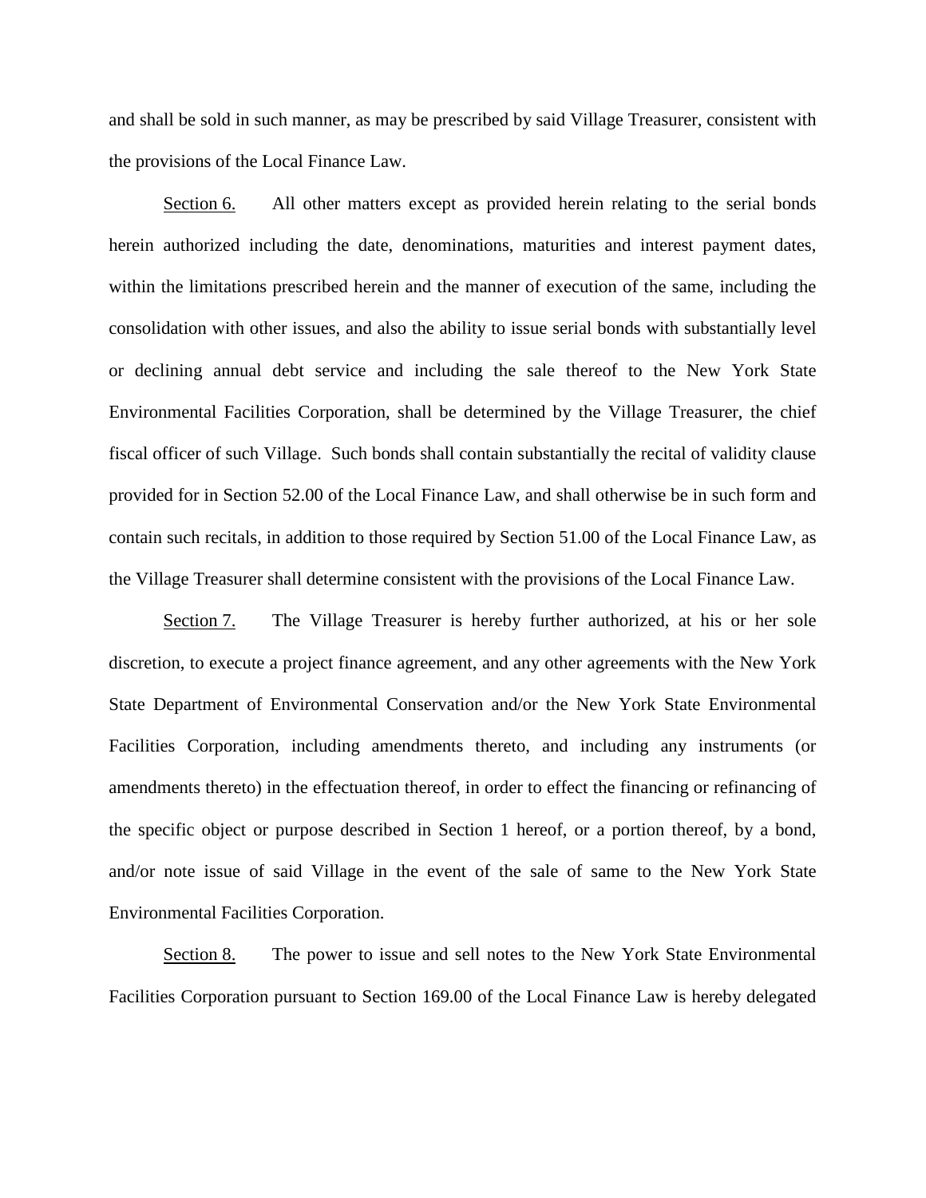and shall be sold in such manner, as may be prescribed by said Village Treasurer, consistent with the provisions of the Local Finance Law.

Section 6. All other matters except as provided herein relating to the serial bonds herein authorized including the date, denominations, maturities and interest payment dates, within the limitations prescribed herein and the manner of execution of the same, including the consolidation with other issues, and also the ability to issue serial bonds with substantially level or declining annual debt service and including the sale thereof to the New York State Environmental Facilities Corporation, shall be determined by the Village Treasurer, the chief fiscal officer of such Village. Such bonds shall contain substantially the recital of validity clause provided for in Section 52.00 of the Local Finance Law, and shall otherwise be in such form and contain such recitals, in addition to those required by Section 51.00 of the Local Finance Law, as the Village Treasurer shall determine consistent with the provisions of the Local Finance Law.

Section 7. The Village Treasurer is hereby further authorized, at his or her sole discretion, to execute a project finance agreement, and any other agreements with the New York State Department of Environmental Conservation and/or the New York State Environmental Facilities Corporation, including amendments thereto, and including any instruments (or amendments thereto) in the effectuation thereof, in order to effect the financing or refinancing of the specific object or purpose described in Section 1 hereof, or a portion thereof, by a bond, and/or note issue of said Village in the event of the sale of same to the New York State Environmental Facilities Corporation.

Section 8. The power to issue and sell notes to the New York State Environmental Facilities Corporation pursuant to Section 169.00 of the Local Finance Law is hereby delegated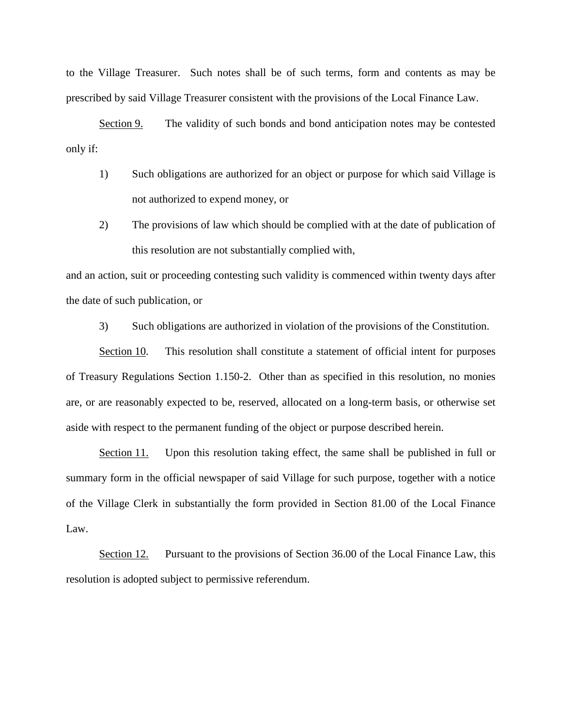to the Village Treasurer. Such notes shall be of such terms, form and contents as may be prescribed by said Village Treasurer consistent with the provisions of the Local Finance Law.

Section 9. The validity of such bonds and bond anticipation notes may be contested only if:

1) Such obligations are authorized for an object or purpose for which said Village is not authorized to expend money, or

2) The provisions of law which should be complied with at the date of publication of this resolution are not substantially complied with,

and an action, suit or proceeding contesting such validity is commenced within twenty days after the date of such publication, or

3) Such obligations are authorized in violation of the provisions of the Constitution.

Section 10. This resolution shall constitute a statement of official intent for purposes of Treasury Regulations Section 1.150-2. Other than as specified in this resolution, no monies are, or are reasonably expected to be, reserved, allocated on a long-term basis, or otherwise set aside with respect to the permanent funding of the object or purpose described herein.

Section 11. Upon this resolution taking effect, the same shall be published in full or summary form in the official newspaper of said Village for such purpose, together with a notice of the Village Clerk in substantially the form provided in Section 81.00 of the Local Finance Law.

Section 12. Pursuant to the provisions of Section 36.00 of the Local Finance Law, this resolution is adopted subject to permissive referendum.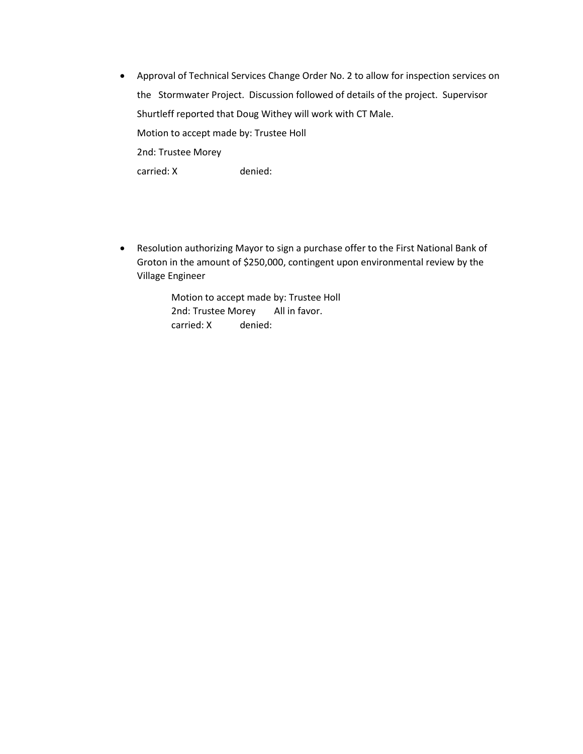- Approval of Technical Services Change Order No. 2 to allow for inspection services on the Stormwater Project. Discussion followed of details of the project. Supervisor Shurtleff reported that Doug Withey will work with CT Male.

  Motion to accept made by: Trustee Holl

  2nd: Trustee Morey

  carried: X denied:

- Resolution authorizing Mayor to sign a purchase offer to the First National Bank of Groton in the amount of $250,000, contingent upon environmental review by the Village Engineer

  Motion to accept made by: Trustee Holl
  2nd: Trustee Morey All in favor.
  carried: X denied: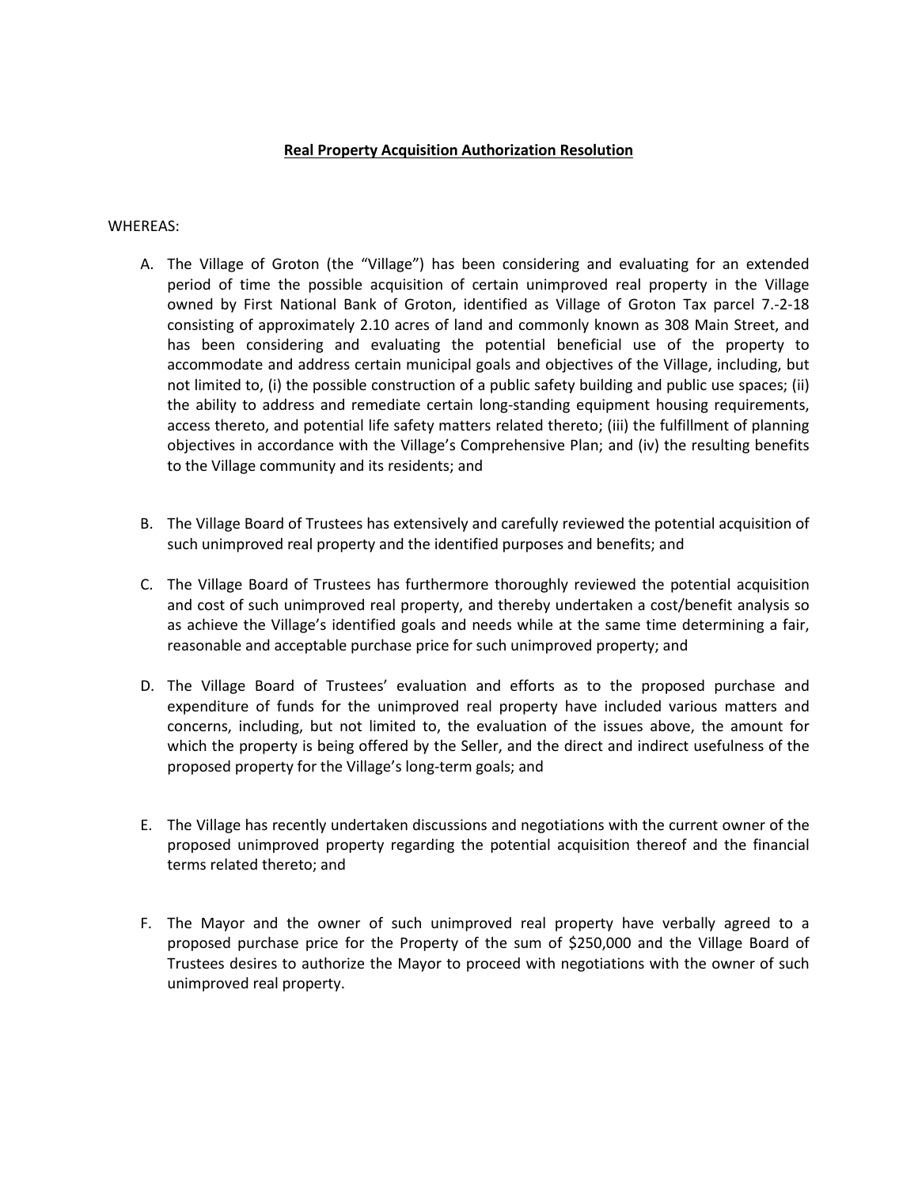**<u>Real Property Acquisition Authorization Resolution</u>**

WHEREAS:

A. The Village of Groton (the "Village") has been considering and evaluating for an extended period of time the possible acquisition of certain unimproved real property in the Village owned by First National Bank of Groton, identified as Village of Groton Tax parcel 7.-2-18 consisting of approximately 2.10 acres of land and commonly known as 308 Main Street, and has been considering and evaluating the potential beneficial use of the property to accommodate and address certain municipal goals and objectives of the Village, including, but not limited to, (i) the possible construction of a public safety building and public use spaces; (ii) the ability to address and remediate certain long-standing equipment housing requirements, access thereto, and potential life safety matters related thereto; (iii) the fulfillment of planning objectives in accordance with the Village's Comprehensive Plan; and (iv) the resulting benefits to the Village community and its residents; and

B. The Village Board of Trustees has extensively and carefully reviewed the potential acquisition of such unimproved real property and the identified purposes and benefits; and

C. The Village Board of Trustees has furthermore thoroughly reviewed the potential acquisition and cost of such unimproved real property, and thereby undertaken a cost/benefit analysis so as achieve the Village's identified goals and needs while at the same time determining a fair, reasonable and acceptable purchase price for such unimproved property; and

D. The Village Board of Trustees' evaluation and efforts as to the proposed purchase and expenditure of funds for the unimproved real property have included various matters and concerns, including, but not limited to, the evaluation of the issues above, the amount for which the property is being offered by the Seller, and the direct and indirect usefulness of the proposed property for the Village's long-term goals; and

E. The Village has recently undertaken discussions and negotiations with the current owner of the proposed unimproved property regarding the potential acquisition thereof and the financial terms related thereto; and

F. The Mayor and the owner of such unimproved real property have verbally agreed to a proposed purchase price for the Property of the sum of $250,000 and the Village Board of Trustees desires to authorize the Mayor to proceed with negotiations with the owner of such unimproved real property.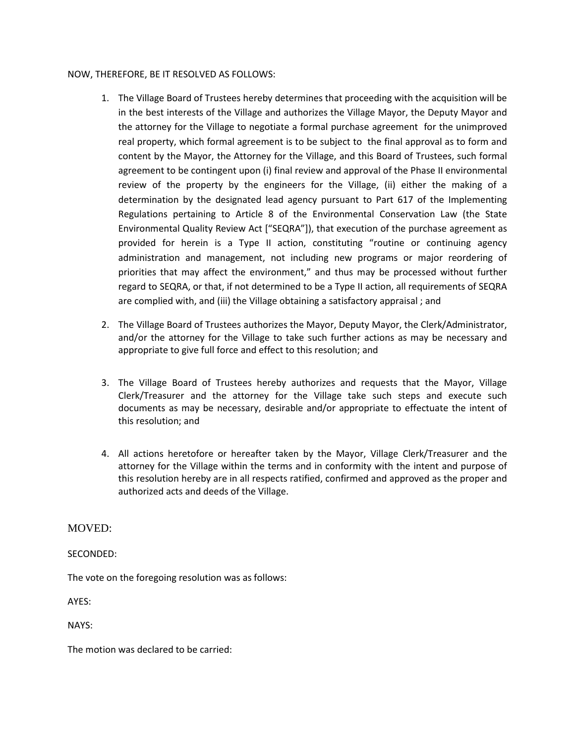NOW, THEREFORE, BE IT RESOLVED AS FOLLOWS:

1. The Village Board of Trustees hereby determines that proceeding with the acquisition will be in the best interests of the Village and authorizes the Village Mayor, the Deputy Mayor and the attorney for the Village to negotiate a formal purchase agreement for the unimproved real property, which formal agreement is to be subject to the final approval as to form and content by the Mayor, the Attorney for the Village, and this Board of Trustees, such formal agreement to be contingent upon (i) final review and approval of the Phase II environmental review of the property by the engineers for the Village, (ii) either the making of a determination by the designated lead agency pursuant to Part 617 of the Implementing Regulations pertaining to Article 8 of the Environmental Conservation Law (the State Environmental Quality Review Act ["SEQRA"]), that execution of the purchase agreement as provided for herein is a Type II action, constituting "routine or continuing agency administration and management, not including new programs or major reordering of priorities that may affect the environment," and thus may be processed without further regard to SEQRA, or that, if not determined to be a Type II action, all requirements of SEQRA are complied with, and (iii) the Village obtaining a satisfactory appraisal ; and

2. The Village Board of Trustees authorizes the Mayor, Deputy Mayor, the Clerk/Administrator, and/or the attorney for the Village to take such further actions as may be necessary and appropriate to give full force and effect to this resolution; and

3. The Village Board of Trustees hereby authorizes and requests that the Mayor, Village Clerk/Treasurer and the attorney for the Village take such steps and execute such documents as may be necessary, desirable and/or appropriate to effectuate the intent of this resolution; and

4. All actions heretofore or hereafter taken by the Mayor, Village Clerk/Treasurer and the attorney for the Village within the terms and in conformity with the intent and purpose of this resolution hereby are in all respects ratified, confirmed and approved as the proper and authorized acts and deeds of the Village.

MOVED:

SECONDED:

The vote on the foregoing resolution was as follows:

AYES:

NAYS:

The motion was declared to be carried: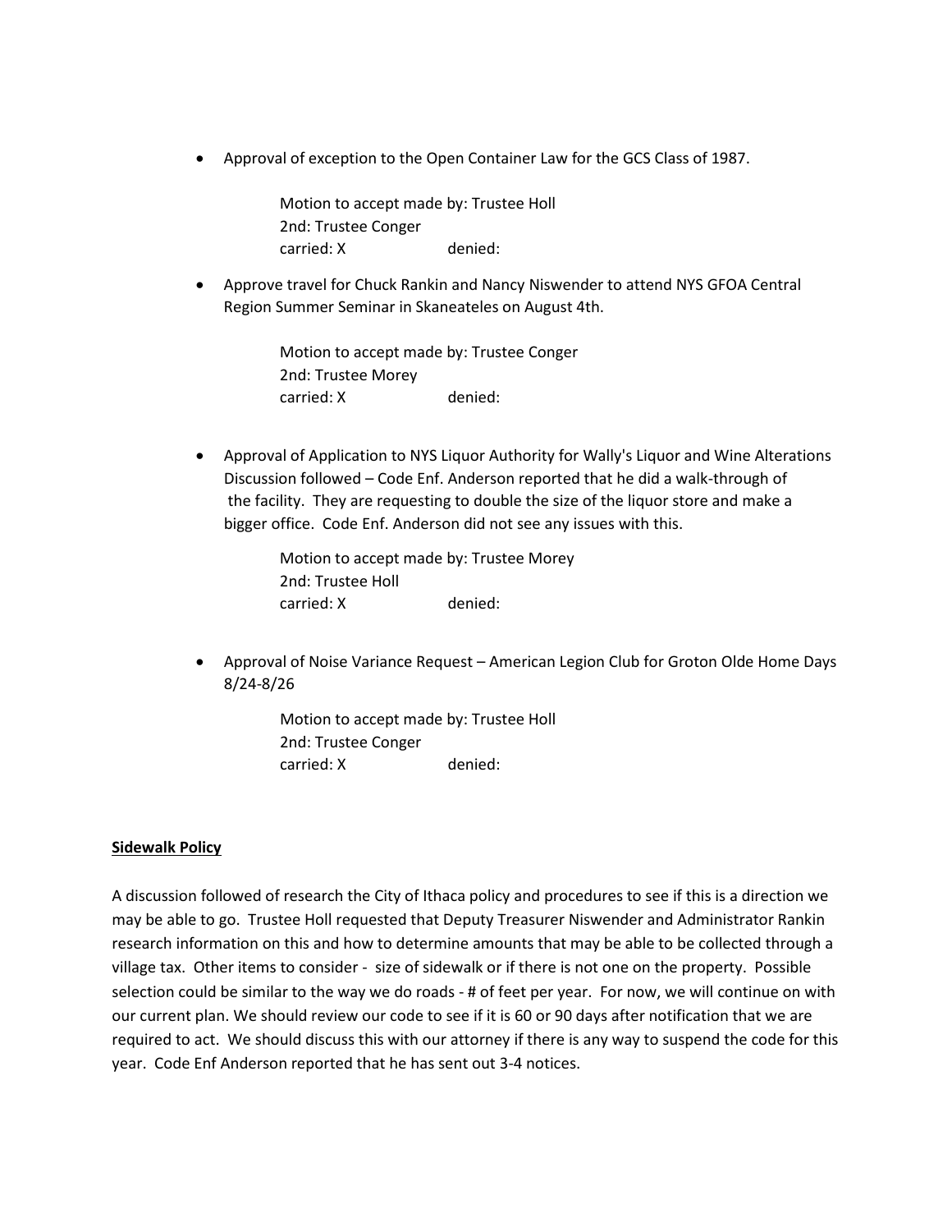- Approval of exception to the Open Container Law for the GCS Class of 1987.

  Motion to accept made by: Trustee Holl
  2nd: Trustee Conger
  carried: X denied:

- Approve travel for Chuck Rankin and Nancy Niswender to attend NYS GFOA Central Region Summer Seminar in Skaneateles on August 4th.

  Motion to accept made by: Trustee Conger
  2nd: Trustee Morey
  carried: X denied:

- Approval of Application to NYS Liquor Authority for Wally's Liquor and Wine Alterations Discussion followed – Code Enf. Anderson reported that he did a walk-through of the facility. They are requesting to double the size of the liquor store and make a bigger office. Code Enf. Anderson did not see any issues with this.

  Motion to accept made by: Trustee Morey
  2nd: Trustee Holl
  carried: X denied:

- Approval of Noise Variance Request – American Legion Club for Groton Olde Home Days 8/24-8/26

  Motion to accept made by: Trustee Holl
  2nd: Trustee Conger
  carried: X denied:

**Sidewalk Policy**

A discussion followed of research the City of Ithaca policy and procedures to see if this is a direction we may be able to go. Trustee Holl requested that Deputy Treasurer Niswender and Administrator Rankin research information on this and how to determine amounts that may be able to be collected through a village tax. Other items to consider - size of sidewalk or if there is not one on the property. Possible selection could be similar to the way we do roads - # of feet per year. For now, we will continue on with our current plan. We should review our code to see if it is 60 or 90 days after notification that we are required to act. We should discuss this with our attorney if there is any way to suspend the code for this year. Code Enf Anderson reported that he has sent out 3-4 notices.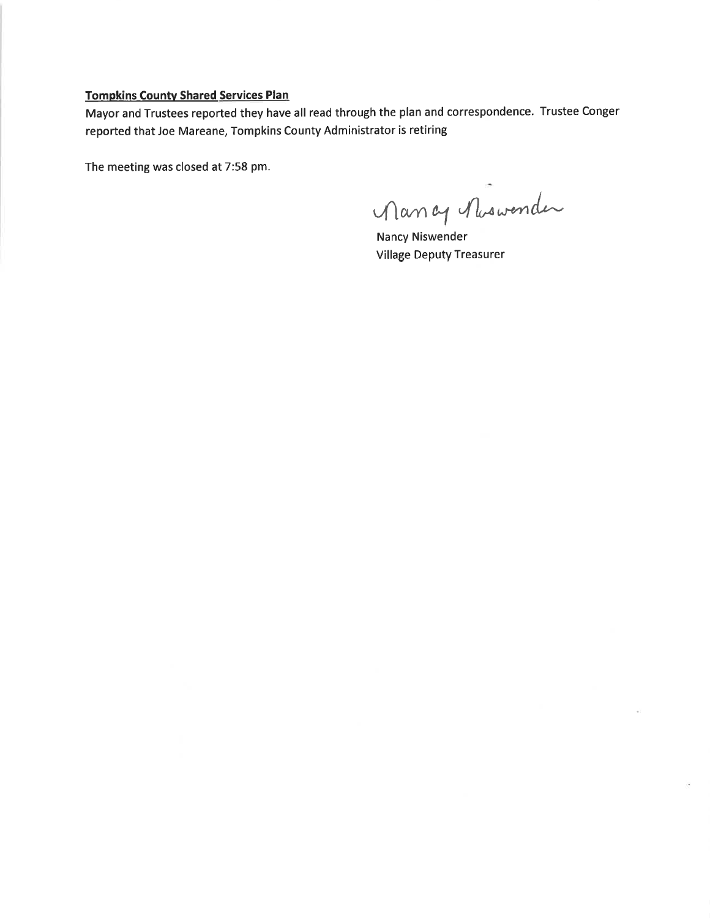**Tompkins County Shared Services Plan**

Mayor and Trustees reported they have all read through the plan and correspondence. Trustee Conger reported that Joe Mareane, Tompkins County Administrator is retiring

The meeting was closed at 7:58 pm.

Nancy Niswender

Nancy Niswender
Village Deputy Treasurer